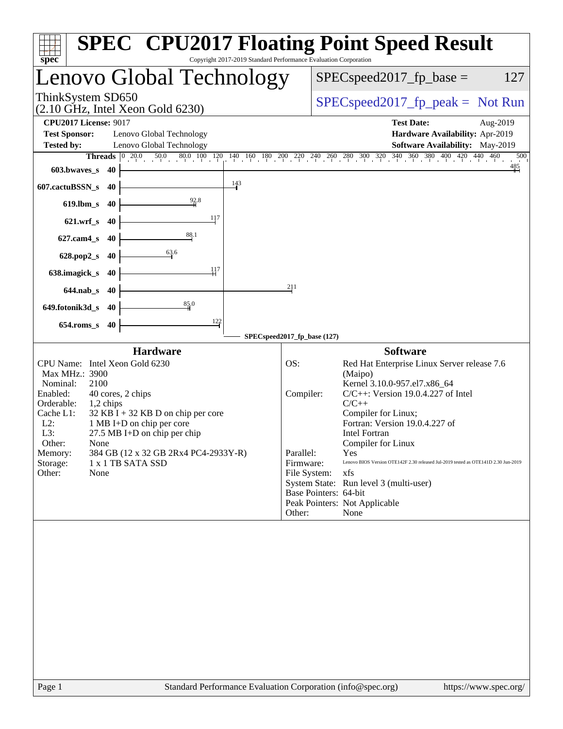# SPEC CPU2017 Floating Point Speed Result

Copyright 2017-2019 Standard Performance Evaluation Corporation

## Lenovo Global Technology

ThinkSystem SD650
(2.10 GHz, Intel Xeon Gold 6230)

SPECspeed2017_fp_base = 127

SPECspeed2017_fp_peak = Not Run

**CPU2017 License:** 9017
**Test Sponsor:** Lenovo Global Technology
**Tested by:** Lenovo Global Technology

**Test Date:** Aug-2019
**Hardware Availability:** Apr-2019
**Software Availability:** May-2019

| Benchmark | Threads | Base Result |
|---|---|---|
| 603.bwaves_s | 40 | 485 |
| 607.cactuBSSN_s | 40 | 143 |
| 619.lbm_s | 40 | 92.8 |
| 621.wrf_s | 40 | 117 |
| 627.cam4_s | 40 | 88.1 |
| 628.pop2_s | 40 | 63.6 |
| 638.imagick_s | 40 | 117 |
| 644.nab_s | 40 | 211 |
| 649.fotonik3d_s | 40 | 85.0 |
| 654.roms_s | 40 | 122 |

SPECspeed2017_fp_base (127)

### Hardware

| | |
|---|---|
| CPU Name: | Intel Xeon Gold 6230 |
| Max MHz.: | 3900 |
| Nominal: | 2100 |
| Enabled: | 40 cores, 2 chips |
| Orderable: | 1,2 chips |
| Cache L1: | 32 KB I + 32 KB D on chip per core |
| L2: | 1 MB I+D on chip per core |
| L3: | 27.5 MB I+D on chip per chip |
| Other: | None |
| Memory: | 384 GB (12 x 32 GB 2Rx4 PC4-2933Y-R) |
| Storage: | 1 x 1 TB SATA SSD |
| Other: | None |

### Software

| | |
|---|---|
| OS: | Red Hat Enterprise Linux Server release 7.6 (Maipo) Kernel 3.10.0-957.el7.x86_64 |
| Compiler: | C/C++: Version 19.0.4.227 of Intel C/C++ Compiler for Linux; Fortran: Version 19.0.4.227 of Intel Fortran Compiler for Linux |
| Parallel: | Yes |
| Firmware: | Lenovo BIOS Version OTE142F 2.30 released Jul-2019 tested as OTE141D 2.30 Jun-2019 |
| File System: | xfs |
| System State: | Run level 3 (multi-user) |
| Base Pointers: | 64-bit |
| Peak Pointers: | Not Applicable |
| Other: | None |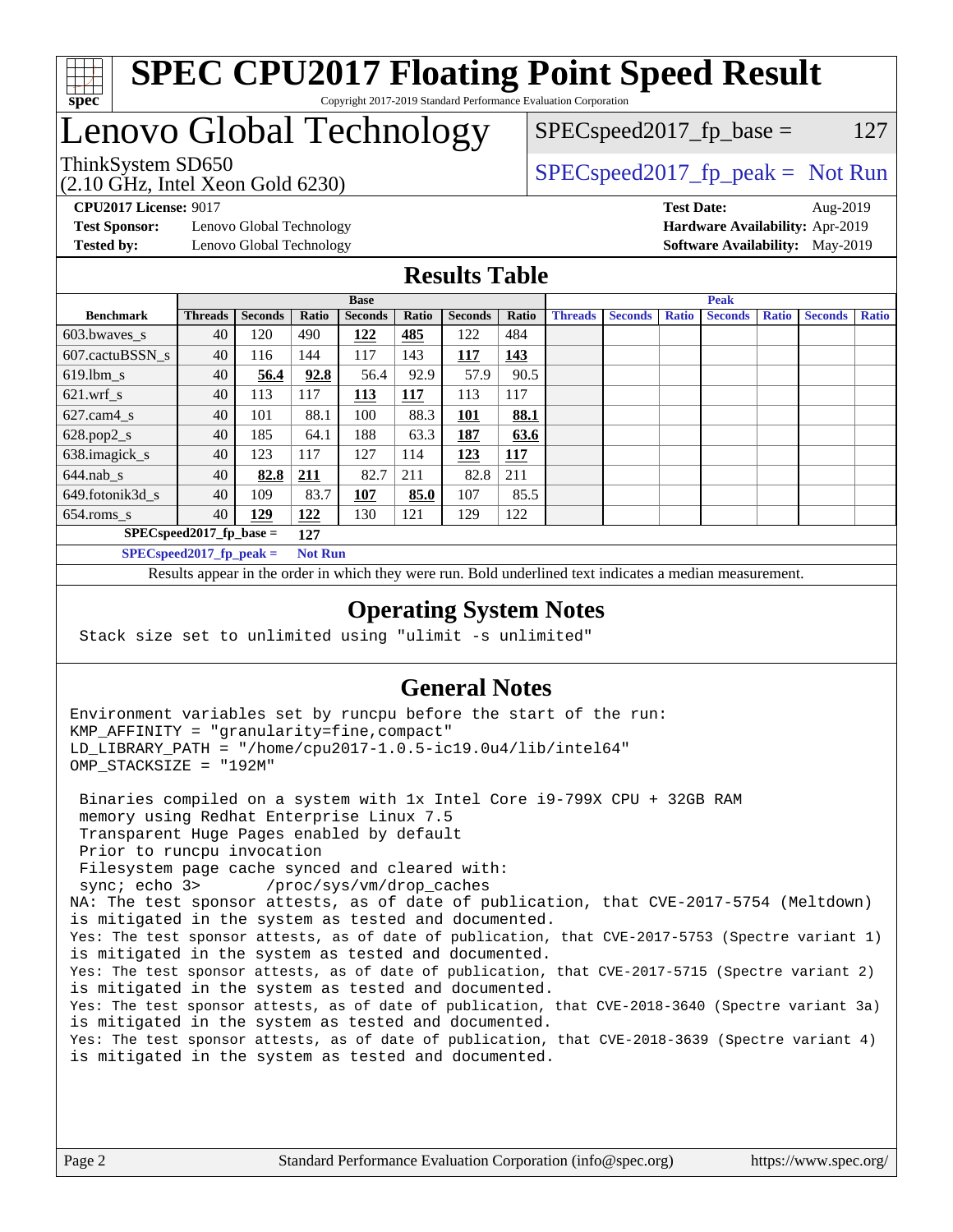# SPEC CPU2017 Floating Point Speed Result

Copyright 2017-2019 Standard Performance Evaluation Corporation

## Lenovo Global Technology

ThinkSystem SD650
(2.10 GHz, Intel Xeon Gold 6230)

SPECspeed2017_fp_base = 127

SPECspeed2017_fp_peak = Not Run

**CPU2017 License:** 9017
**Test Sponsor:** Lenovo Global Technology
**Tested by:** Lenovo Global Technology

**Test Date:** Aug-2019
**Hardware Availability:** Apr-2019
**Software Availability:** May-2019

## Results Table

| | Base | | | | | | | Peak | | | | | | |
|---|---|---|---|---|---|---|---|---|---|---|---|---|---|---|
| **Benchmark** | **Threads** | **Seconds** | **Ratio** | **Seconds** | **Ratio** | **Seconds** | **Ratio** | **Threads** | **Seconds** | **Ratio** | **Seconds** | **Ratio** | **Seconds** | **Ratio** |
| 603.bwaves_s | 40 | 120 | 490 | **122** | **485** | 122 | 484 | | | | | | | |
| 607.cactuBSSN_s | 40 | 116 | 144 | 117 | 143 | **117** | **143** | | | | | | | |
| 619.lbm_s | 40 | **56.4** | **92.8** | 56.4 | 92.9 | 57.9 | 90.5 | | | | | | | |
| 621.wrf_s | 40 | 113 | 117 | **113** | **117** | 113 | 117 | | | | | | | |
| 627.cam4_s | 40 | 101 | 88.1 | 100 | 88.3 | **101** | **88.1** | | | | | | | |
| 628.pop2_s | 40 | 185 | 64.1 | 188 | 63.3 | **187** | **63.6** | | | | | | | |
| 638.imagick_s | 40 | 123 | 117 | 127 | 114 | **123** | **117** | | | | | | | |
| 644.nab_s | 40 | **82.8** | **211** | 82.7 | 211 | 82.8 | 211 | | | | | | | |
| 649.fotonik3d_s | 40 | 109 | 83.7 | **107** | **85.0** | 107 | 85.5 | | | | | | | |
| 654.roms_s | 40 | **129** | **122** | 130 | 121 | 129 | 122 | | | | | | | |

**SPECspeed2017_fp_base = 127**

**SPECspeed2017_fp_peak = Not Run**

Results appear in the order in which they were run. Bold underlined text indicates a median measurement.

## Operating System Notes

```
Stack size set to unlimited using "ulimit -s unlimited"
```

## General Notes

```
Environment variables set by runcpu before the start of the run:
KMP_AFFINITY = "granularity=fine,compact"
LD_LIBRARY_PATH = "/home/cpu2017-1.0.5-ic19.0u4/lib/intel64"
OMP_STACKSIZE = "192M"

 Binaries compiled on a system with 1x Intel Core i9-799X CPU + 32GB RAM
 memory using Redhat Enterprise Linux 7.5
 Transparent Huge Pages enabled by default
 Prior to runcpu invocation
 Filesystem page cache synced and cleared with:
 sync; echo 3>       /proc/sys/vm/drop_caches
NA: The test sponsor attests, as of date of publication, that CVE-2017-5754 (Meltdown)
is mitigated in the system as tested and documented.
Yes: The test sponsor attests, as of date of publication, that CVE-2017-5753 (Spectre variant 1)
is mitigated in the system as tested and documented.
Yes: The test sponsor attests, as of date of publication, that CVE-2017-5715 (Spectre variant 2)
is mitigated in the system as tested and documented.
Yes: The test sponsor attests, as of date of publication, that CVE-2018-3640 (Spectre variant 3a)
is mitigated in the system as tested and documented.
Yes: The test sponsor attests, as of date of publication, that CVE-2018-3639 (Spectre variant 4)
is mitigated in the system as tested and documented.
```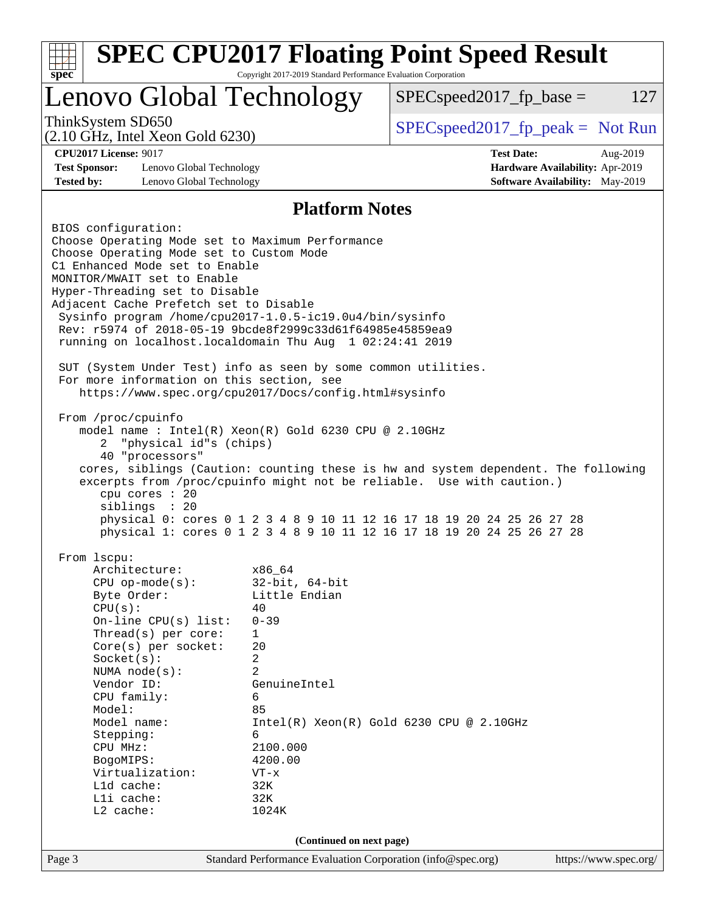## Platform Notes

```
BIOS configuration:
Choose Operating Mode set to Maximum Performance
Choose Operating Mode set to Custom Mode
C1 Enhanced Mode set to Enable
MONITOR/MWAIT set to Enable
Hyper-Threading set to Disable
Adjacent Cache Prefetch set to Disable
 Sysinfo program /home/cpu2017-1.0.5-ic19.0u4/bin/sysinfo
 Rev: r5974 of 2018-05-19 9bcde8f2999c33d61f64985e45859ea9
 running on localhost.localdomain Thu Aug  1 02:24:41 2019

 SUT (System Under Test) info as seen by some common utilities.
 For more information on this section, see
    https://www.spec.org/cpu2017/Docs/config.html#sysinfo

 From /proc/cpuinfo
    model name : Intel(R) Xeon(R) Gold 6230 CPU @ 2.10GHz
       2  "physical id"s (chips)
       40 "processors"
    cores, siblings (Caution: counting these is hw and system dependent. The following
    excerpts from /proc/cpuinfo might not be reliable.  Use with caution.)
       cpu cores : 20
       siblings  : 20
       physical 0: cores 0 1 2 3 4 8 9 10 11 12 16 17 18 19 20 24 25 26 27 28
       physical 1: cores 0 1 2 3 4 8 9 10 11 12 16 17 18 19 20 24 25 26 27 28

 From lscpu:
      Architecture:          x86_64
      CPU op-mode(s):        32-bit, 64-bit
      Byte Order:            Little Endian
      CPU(s):                40
      On-line CPU(s) list:   0-39
      Thread(s) per core:    1
      Core(s) per socket:    20
      Socket(s):             2
      NUMA node(s):          2
      Vendor ID:             GenuineIntel
      CPU family:            6
      Model:                 85
      Model name:            Intel(R) Xeon(R) Gold 6230 CPU @ 2.10GHz
      Stepping:              6
      CPU MHz:               2100.000
      BogoMIPS:              4200.00
      Virtualization:        VT-x
      L1d cache:             32K
      L1i cache:             32K
      L2 cache:              1024K
```

(Continued on next page)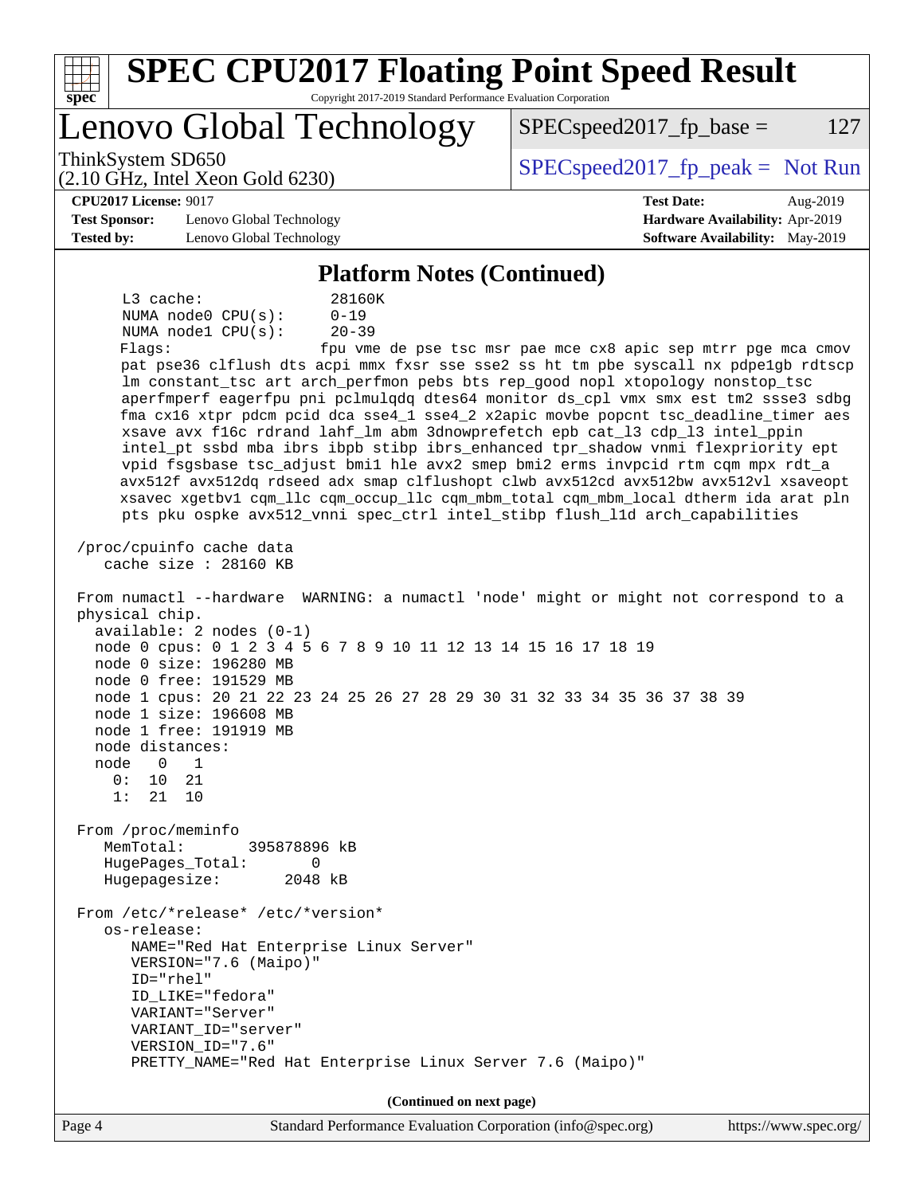## Platform Notes (Continued)

```
     L3 cache:              28160K
     NUMA node0 CPU(s):     0-19
     NUMA node1 CPU(s):     20-39
     Flags:                 fpu vme de pse tsc msr pae mce cx8 apic sep mtrr pge mca cmov
     pat pse36 clflush dts acpi mmx fxsr sse sse2 ss ht tm pbe syscall nx pdpe1gb rdtscp
     lm constant_tsc art arch_perfmon pebs bts rep_good nopl xtopology nonstop_tsc
     aperfmperf eagerfpu pni pclmulqdq dtes64 monitor ds_cpl vmx smx est tm2 ssse3 sdbg
     fma cx16 xtpr pdcm pcid dca sse4_1 sse4_2 x2apic movbe popcnt tsc_deadline_timer aes
     xsave avx f16c rdrand lahf_lm abm 3dnowprefetch epb cat_l3 cdp_l3 intel_ppin
     intel_pt ssbd mba ibrs ibpb stibp ibrs_enhanced tpr_shadow vnmi flexpriority ept
     vpid fsgsbase tsc_adjust bmi1 hle avx2 smep bmi2 erms invpcid rtm cqm mpx rdt_a
     avx512f avx512dq rdseed adx smap clflushopt clwb avx512cd avx512bw avx512vl xsaveopt
     xsavec xgetbv1 cqm_llc cqm_occup_llc cqm_mbm_total cqm_mbm_local dtherm ida arat pln
     pts pku ospke avx512_vnni spec_ctrl intel_stibp flush_l1d arch_capabilities

 /proc/cpuinfo cache data
    cache size : 28160 KB

 From numactl --hardware  WARNING: a numactl 'node' might or might not correspond to a
 physical chip.
   available: 2 nodes (0-1)
   node 0 cpus: 0 1 2 3 4 5 6 7 8 9 10 11 12 13 14 15 16 17 18 19
   node 0 size: 196280 MB
   node 0 free: 191529 MB
   node 1 cpus: 20 21 22 23 24 25 26 27 28 29 30 31 32 33 34 35 36 37 38 39
   node 1 size: 196608 MB
   node 1 free: 191919 MB
   node distances:
   node   0   1
     0:  10  21
     1:  21  10

 From /proc/meminfo
    MemTotal:       395878896 kB
    HugePages_Total:       0
    Hugepagesize:       2048 kB

 From /etc/*release* /etc/*version*
    os-release:
       NAME="Red Hat Enterprise Linux Server"
       VERSION="7.6 (Maipo)"
       ID="rhel"
       ID_LIKE="fedora"
       VARIANT="Server"
       VARIANT_ID="server"
       VERSION_ID="7.6"
       PRETTY_NAME="Red Hat Enterprise Linux Server 7.6 (Maipo)"
```

(Continued on next page)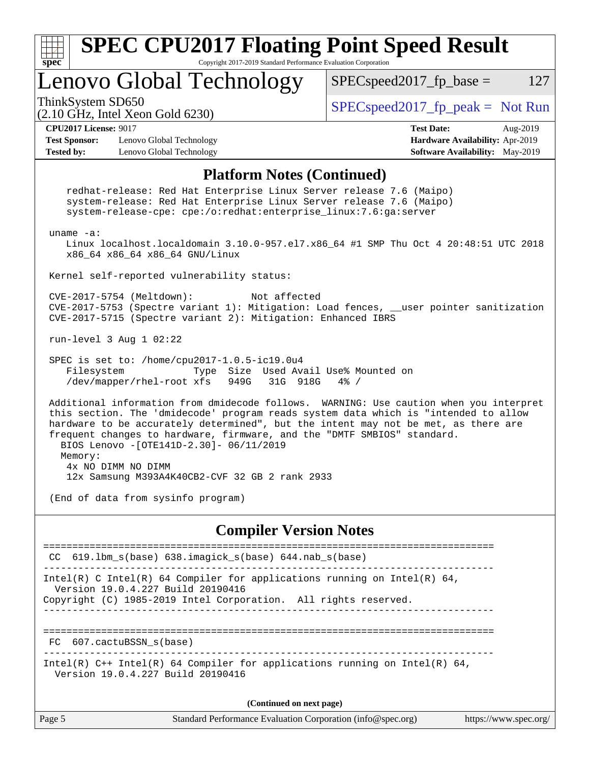## Platform Notes (Continued)

```
    redhat-release: Red Hat Enterprise Linux Server release 7.6 (Maipo)
    system-release: Red Hat Enterprise Linux Server release 7.6 (Maipo)
    system-release-cpe: cpe:/o:redhat:enterprise_linux:7.6:ga:server

 uname -a:
    Linux localhost.localdomain 3.10.0-957.el7.x86_64 #1 SMP Thu Oct 4 20:48:51 UTC 2018
    x86_64 x86_64 x86_64 GNU/Linux

 Kernel self-reported vulnerability status:

 CVE-2017-5754 (Meltdown):          Not affected
 CVE-2017-5753 (Spectre variant 1): Mitigation: Load fences, __user pointer sanitization
 CVE-2017-5715 (Spectre variant 2): Mitigation: Enhanced IBRS

 run-level 3 Aug 1 02:22

 SPEC is set to: /home/cpu2017-1.0.5-ic19.0u4
    Filesystem            Type  Size  Used Avail Use% Mounted on
    /dev/mapper/rhel-root xfs   949G   31G  918G   4% /

 Additional information from dmidecode follows.  WARNING: Use caution when you interpret
 this section. The 'dmidecode' program reads system data which is "intended to allow
 hardware to be accurately determined", but the intent may not be met, as there are
 frequent changes to hardware, firmware, and the "DMTF SMBIOS" standard.
   BIOS Lenovo -[OTE141D-2.30]- 06/11/2019
   Memory:
    4x NO DIMM NO DIMM
    12x Samsung M393A4K40CB2-CVF 32 GB 2 rank 2933

 (End of data from sysinfo program)
```

## Compiler Version Notes

```
==============================================================================
 CC  619.lbm_s(base) 638.imagick_s(base) 644.nab_s(base)
------------------------------------------------------------------------------
Intel(R) C Intel(R) 64 Compiler for applications running on Intel(R) 64,
  Version 19.0.4.227 Build 20190416
Copyright (C) 1985-2019 Intel Corporation.  All rights reserved.
------------------------------------------------------------------------------

==============================================================================
 FC  607.cactuBSSN_s(base)
------------------------------------------------------------------------------
Intel(R) C++ Intel(R) 64 Compiler for applications running on Intel(R) 64,
  Version 19.0.4.227 Build 20190416
```

(Continued on next page)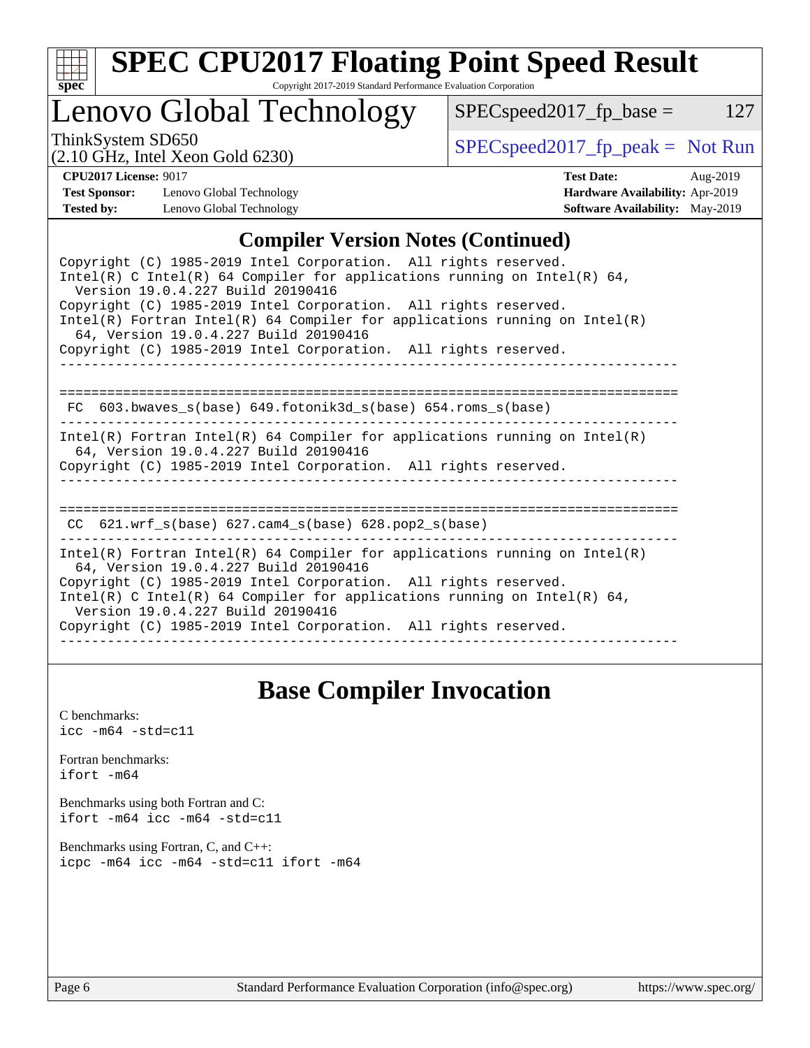## Compiler Version Notes (Continued)

```
Copyright (C) 1985-2019 Intel Corporation.  All rights reserved.
Intel(R) C Intel(R) 64 Compiler for applications running on Intel(R) 64,
  Version 19.0.4.227 Build 20190416
Copyright (C) 1985-2019 Intel Corporation.  All rights reserved.
Intel(R) Fortran Intel(R) 64 Compiler for applications running on Intel(R)
  64, Version 19.0.4.227 Build 20190416
Copyright (C) 1985-2019 Intel Corporation.  All rights reserved.
------------------------------------------------------------------------------

==============================================================================
 FC  603.bwaves_s(base) 649.fotonik3d_s(base) 654.roms_s(base)
------------------------------------------------------------------------------
Intel(R) Fortran Intel(R) 64 Compiler for applications running on Intel(R)
  64, Version 19.0.4.227 Build 20190416
Copyright (C) 1985-2019 Intel Corporation.  All rights reserved.
------------------------------------------------------------------------------

==============================================================================
 CC  621.wrf_s(base) 627.cam4_s(base) 628.pop2_s(base)
------------------------------------------------------------------------------
Intel(R) Fortran Intel(R) 64 Compiler for applications running on Intel(R)
  64, Version 19.0.4.227 Build 20190416
Copyright (C) 1985-2019 Intel Corporation.  All rights reserved.
Intel(R) C Intel(R) 64 Compiler for applications running on Intel(R) 64,
  Version 19.0.4.227 Build 20190416
Copyright (C) 1985-2019 Intel Corporation.  All rights reserved.
------------------------------------------------------------------------------
```

## Base Compiler Invocation

C benchmarks:
`icc -m64 -std=c11`

Fortran benchmarks:
`ifort -m64`

Benchmarks using both Fortran and C:
`ifort -m64 icc -m64 -std=c11`

Benchmarks using Fortran, C, and C++:
`icpc -m64 icc -m64 -std=c11 ifort -m64`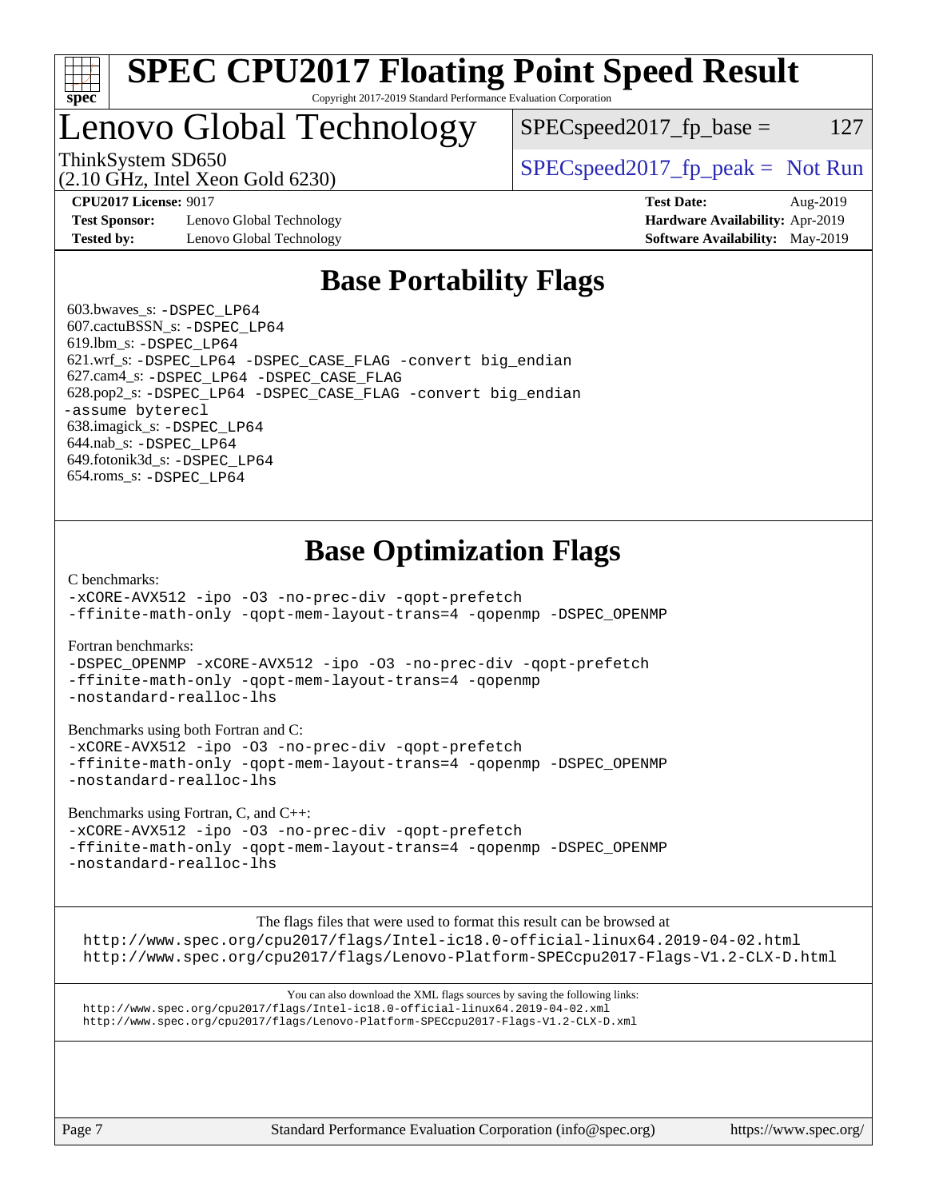# Base Portability Flags

603.bwaves_s: -DSPEC_LP64
607.cactuBSSN_s: -DSPEC_LP64
619.lbm_s: -DSPEC_LP64
621.wrf_s: -DSPEC_LP64 -DSPEC_CASE_FLAG -convert big_endian
627.cam4_s: -DSPEC_LP64 -DSPEC_CASE_FLAG
628.pop2_s: -DSPEC_LP64 -DSPEC_CASE_FLAG -convert big_endian -assume byterecl
638.imagick_s: -DSPEC_LP64
644.nab_s: -DSPEC_LP64
649.fotonik3d_s: -DSPEC_LP64
654.roms_s: -DSPEC_LP64

# Base Optimization Flags

C benchmarks:
-xCORE-AVX512 -ipo -O3 -no-prec-div -qopt-prefetch -ffinite-math-only -qopt-mem-layout-trans=4 -qopenmp -DSPEC_OPENMP

Fortran benchmarks:
-DSPEC_OPENMP -xCORE-AVX512 -ipo -O3 -no-prec-div -qopt-prefetch -ffinite-math-only -qopt-mem-layout-trans=4 -qopenmp -nostandard-realloc-lhs

Benchmarks using both Fortran and C:
-xCORE-AVX512 -ipo -O3 -no-prec-div -qopt-prefetch -ffinite-math-only -qopt-mem-layout-trans=4 -qopenmp -DSPEC_OPENMP -nostandard-realloc-lhs

Benchmarks using Fortran, C, and C++:
-xCORE-AVX512 -ipo -O3 -no-prec-div -qopt-prefetch -ffinite-math-only -qopt-mem-layout-trans=4 -qopenmp -DSPEC_OPENMP -nostandard-realloc-lhs

The flags files that were used to format this result can be browsed at
http://www.spec.org/cpu2017/flags/Intel-ic18.0-official-linux64.2019-04-02.html
http://www.spec.org/cpu2017/flags/Lenovo-Platform-SPECcpu2017-Flags-V1.2-CLX-D.html

You can also download the XML flags sources by saving the following links:
http://www.spec.org/cpu2017/flags/Intel-ic18.0-official-linux64.2019-04-02.xml
http://www.spec.org/cpu2017/flags/Lenovo-Platform-SPECcpu2017-Flags-V1.2-CLX-D.xml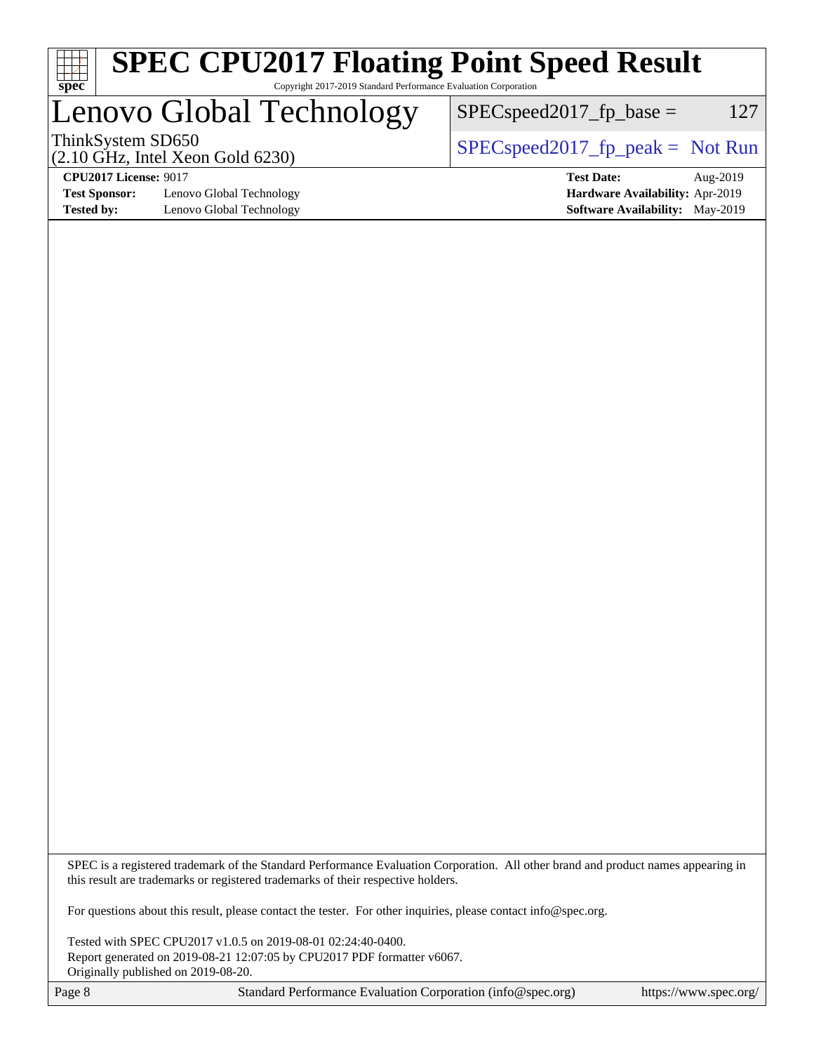SPEC is a registered trademark of the Standard Performance Evaluation Corporation. All other brand and product names appearing in this result are trademarks or registered trademarks of their respective holders.

For questions about this result, please contact the tester. For other inquiries, please contact info@spec.org.

Tested with SPEC CPU2017 v1.0.5 on 2019-08-01 02:24:40-0400.
Report generated on 2019-08-21 12:07:05 by CPU2017 PDF formatter v6067.
Originally published on 2019-08-20.